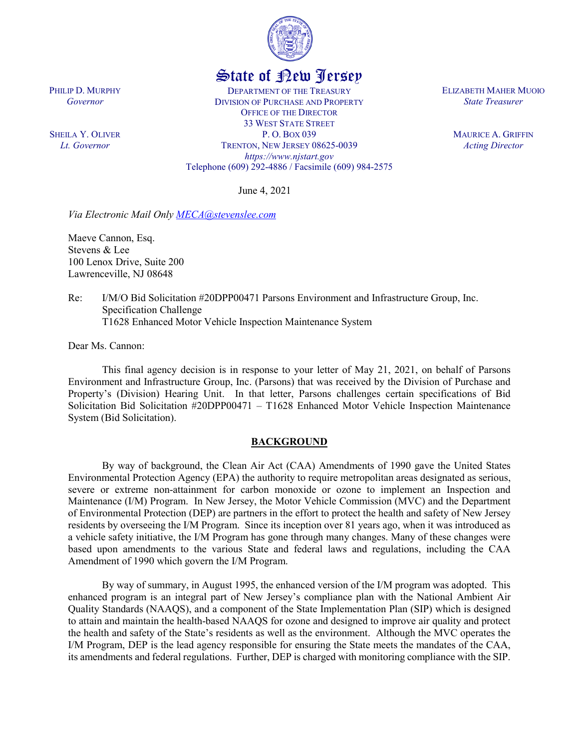# State of New Jersey

PHILIP D. MURPHY
*Governor*

SHEILA Y. OLIVER
*Lt. Governor*

DEPARTMENT OF THE TREASURY
DIVISION OF PURCHASE AND PROPERTY
OFFICE OF THE DIRECTOR
33 WEST STATE STREET
P. O. BOX 039
TRENTON, NEW JERSEY 08625-0039
*https://www.njstart.gov*
Telephone (609) 292-4886 / Facsimile (609) 984-2575

ELIZABETH MAHER MUOIO
*State Treasurer*

MAURICE A. GRIFFIN
*Acting Director*

June 4, 2021

*Via Electronic Mail Only [MECA@stevenslee.com](mailto:MECA@stevenslee.com)*

Maeve Cannon, Esq.
Stevens & Lee
100 Lenox Drive, Suite 200
Lawrenceville, NJ 08648

Re: I/M/O Bid Solicitation #20DPP00471 Parsons Environment and Infrastructure Group, Inc.
Specification Challenge
T1628 Enhanced Motor Vehicle Inspection Maintenance System

Dear Ms. Cannon:

This final agency decision is in response to your letter of May 21, 2021, on behalf of Parsons Environment and Infrastructure Group, Inc. (Parsons) that was received by the Division of Purchase and Property's (Division) Hearing Unit. In that letter, Parsons challenges certain specifications of Bid Solicitation Bid Solicitation #20DPP00471 – T1628 Enhanced Motor Vehicle Inspection Maintenance System (Bid Solicitation).

## BACKGROUND

By way of background, the Clean Air Act (CAA) Amendments of 1990 gave the United States Environmental Protection Agency (EPA) the authority to require metropolitan areas designated as serious, severe or extreme non-attainment for carbon monoxide or ozone to implement an Inspection and Maintenance (I/M) Program. In New Jersey, the Motor Vehicle Commission (MVC) and the Department of Environmental Protection (DEP) are partners in the effort to protect the health and safety of New Jersey residents by overseeing the I/M Program. Since its inception over 81 years ago, when it was introduced as a vehicle safety initiative, the I/M Program has gone through many changes. Many of these changes were based upon amendments to the various State and federal laws and regulations, including the CAA Amendment of 1990 which govern the I/M Program.

By way of summary, in August 1995, the enhanced version of the I/M program was adopted. This enhanced program is an integral part of New Jersey's compliance plan with the National Ambient Air Quality Standards (NAAQS), and a component of the State Implementation Plan (SIP) which is designed to attain and maintain the health-based NAAQS for ozone and designed to improve air quality and protect the health and safety of the State's residents as well as the environment. Although the MVC operates the I/M Program, DEP is the lead agency responsible for ensuring the State meets the mandates of the CAA, its amendments and federal regulations. Further, DEP is charged with monitoring compliance with the SIP.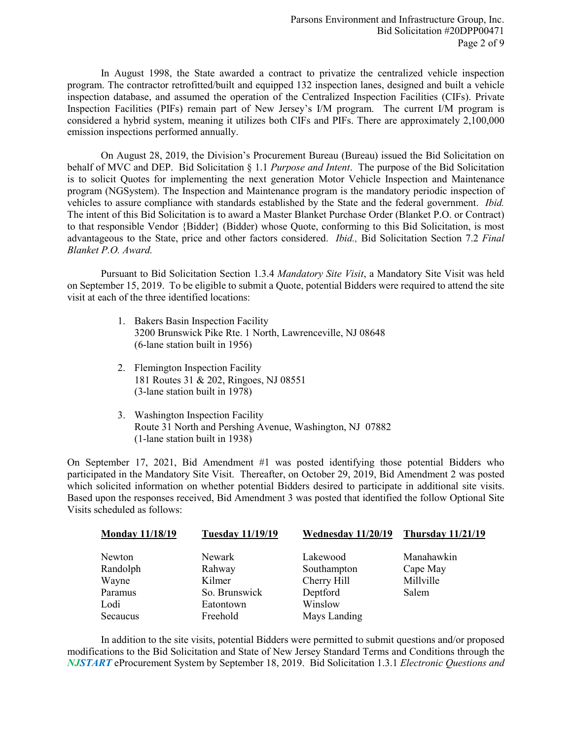In August 1998, the State awarded a contract to privatize the centralized vehicle inspection program. The contractor retrofitted/built and equipped 132 inspection lanes, designed and built a vehicle inspection database, and assumed the operation of the Centralized Inspection Facilities (CIFs). Private Inspection Facilities (PIFs) remain part of New Jersey's I/M program. The current I/M program is considered a hybrid system, meaning it utilizes both CIFs and PIFs. There are approximately 2,100,000 emission inspections performed annually.

On August 28, 2019, the Division's Procurement Bureau (Bureau) issued the Bid Solicitation on behalf of MVC and DEP. Bid Solicitation § 1.1 *Purpose and Intent*. The purpose of the Bid Solicitation is to solicit Quotes for implementing the next generation Motor Vehicle Inspection and Maintenance program (NGSystem). The Inspection and Maintenance program is the mandatory periodic inspection of vehicles to assure compliance with standards established by the State and the federal government. *Ibid.* The intent of this Bid Solicitation is to award a Master Blanket Purchase Order (Blanket P.O. or Contract) to that responsible Vendor {Bidder} (Bidder) whose Quote, conforming to this Bid Solicitation, is most advantageous to the State, price and other factors considered. *Ibid.,* Bid Solicitation Section 7.2 *Final Blanket P.O. Award.*

Pursuant to Bid Solicitation Section 1.3.4 *Mandatory Site Visit*, a Mandatory Site Visit was held on September 15, 2019. To be eligible to submit a Quote, potential Bidders were required to attend the site visit at each of the three identified locations:

1. Bakers Basin Inspection Facility
   3200 Brunswick Pike Rte. 1 North, Lawrenceville, NJ 08648
   (6-lane station built in 1956)

2. Flemington Inspection Facility
   181 Routes 31 & 202, Ringoes, NJ 08551
   (3-lane station built in 1978)

3. Washington Inspection Facility
   Route 31 North and Pershing Avenue, Washington, NJ 07882
   (1-lane station built in 1938)

On September 17, 2021, Bid Amendment #1 was posted identifying those potential Bidders who participated in the Mandatory Site Visit. Thereafter, on October 29, 2019, Bid Amendment 2 was posted which solicited information on whether potential Bidders desired to participate in additional site visits. Based upon the responses received, Bid Amendment 3 was posted that identified the follow Optional Site Visits scheduled as follows:

| **Monday 11/18/19** | **Tuesday 11/19/19** | **Wednesday 11/20/19** | **Thursday 11/21/19** |
|---|---|---|---|
| Newton | Newark | Lakewood | Manahawkin |
| Randolph | Rahway | Southampton | Cape May |
| Wayne | Kilmer | Cherry Hill | Millville |
| Paramus | So. Brunswick | Deptford | Salem |
| Lodi | Eatontown | Winslow | |
| Secaucus | Freehold | Mays Landing | |

In addition to the site visits, potential Bidders were permitted to submit questions and/or proposed modifications to the Bid Solicitation and State of New Jersey Standard Terms and Conditions through the ***NJSTART*** eProcurement System by September 18, 2019. Bid Solicitation 1.3.1 *Electronic Questions and*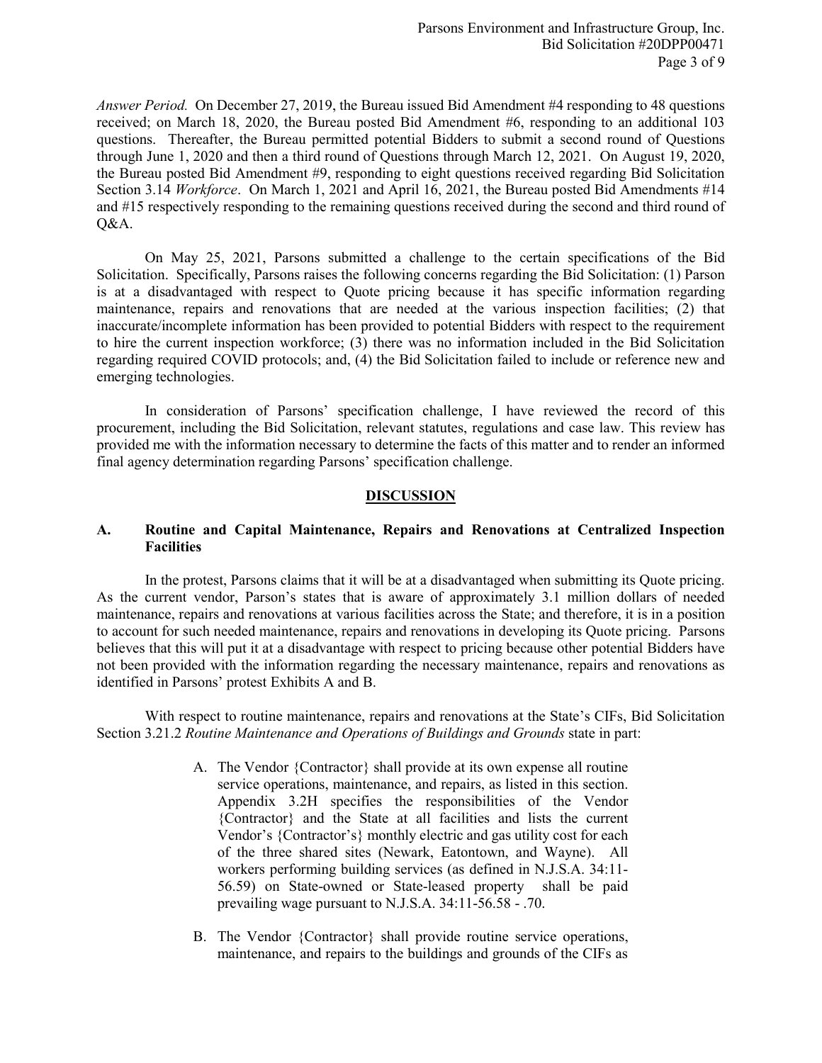*Answer Period.* On December 27, 2019, the Bureau issued Bid Amendment #4 responding to 48 questions received; on March 18, 2020, the Bureau posted Bid Amendment #6, responding to an additional 103 questions. Thereafter, the Bureau permitted potential Bidders to submit a second round of Questions through June 1, 2020 and then a third round of Questions through March 12, 2021. On August 19, 2020, the Bureau posted Bid Amendment #9, responding to eight questions received regarding Bid Solicitation Section 3.14 *Workforce*. On March 1, 2021 and April 16, 2021, the Bureau posted Bid Amendments #14 and #15 respectively responding to the remaining questions received during the second and third round of Q&A.

On May 25, 2021, Parsons submitted a challenge to the certain specifications of the Bid Solicitation. Specifically, Parsons raises the following concerns regarding the Bid Solicitation: (1) Parson is at a disadvantaged with respect to Quote pricing because it has specific information regarding maintenance, repairs and renovations that are needed at the various inspection facilities; (2) that inaccurate/incomplete information has been provided to potential Bidders with respect to the requirement to hire the current inspection workforce; (3) there was no information included in the Bid Solicitation regarding required COVID protocols; and, (4) the Bid Solicitation failed to include or reference new and emerging technologies.

In consideration of Parsons' specification challenge, I have reviewed the record of this procurement, including the Bid Solicitation, relevant statutes, regulations and case law. This review has provided me with the information necessary to determine the facts of this matter and to render an informed final agency determination regarding Parsons' specification challenge.

## DISCUSSION

### A. Routine and Capital Maintenance, Repairs and Renovations at Centralized Inspection Facilities

In the protest, Parsons claims that it will be at a disadvantaged when submitting its Quote pricing. As the current vendor, Parson's states that is aware of approximately 3.1 million dollars of needed maintenance, repairs and renovations at various facilities across the State; and therefore, it is in a position to account for such needed maintenance, repairs and renovations in developing its Quote pricing. Parsons believes that this will put it at a disadvantage with respect to pricing because other potential Bidders have not been provided with the information regarding the necessary maintenance, repairs and renovations as identified in Parsons' protest Exhibits A and B.

With respect to routine maintenance, repairs and renovations at the State's CIFs, Bid Solicitation Section 3.21.2 *Routine Maintenance and Operations of Buildings and Grounds* state in part:

> A. The Vendor {Contractor} shall provide at its own expense all routine service operations, maintenance, and repairs, as listed in this section. Appendix 3.2H specifies the responsibilities of the Vendor {Contractor} and the State at all facilities and lists the current Vendor's {Contractor's} monthly electric and gas utility cost for each of the three shared sites (Newark, Eatontown, and Wayne). All workers performing building services (as defined in N.J.S.A. 34:11-56.59) on State-owned or State-leased property shall be paid prevailing wage pursuant to N.J.S.A. 34:11-56.58 - .70.
>
> B. The Vendor {Contractor} shall provide routine service operations, maintenance, and repairs to the buildings and grounds of the CIFs as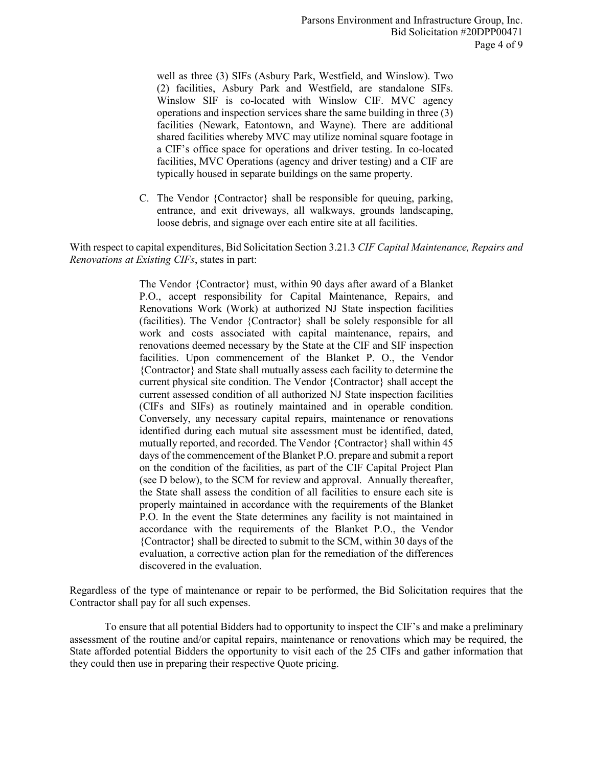well as three (3) SIFs (Asbury Park, Westfield, and Winslow). Two (2) facilities, Asbury Park and Westfield, are standalone SIFs. Winslow SIF is co-located with Winslow CIF. MVC agency operations and inspection services share the same building in three (3) facilities (Newark, Eatontown, and Wayne). There are additional shared facilities whereby MVC may utilize nominal square footage in a CIF's office space for operations and driver testing. In co-located facilities, MVC Operations (agency and driver testing) and a CIF are typically housed in separate buildings on the same property.

> C. The Vendor {Contractor} shall be responsible for queuing, parking, entrance, and exit driveways, all walkways, grounds landscaping, loose debris, and signage over each entire site at all facilities.

With respect to capital expenditures, Bid Solicitation Section 3.21.3 *CIF Capital Maintenance, Repairs and Renovations at Existing CIFs*, states in part:

> The Vendor {Contractor} must, within 90 days after award of a Blanket P.O., accept responsibility for Capital Maintenance, Repairs, and Renovations Work (Work) at authorized NJ State inspection facilities (facilities). The Vendor {Contractor} shall be solely responsible for all work and costs associated with capital maintenance, repairs, and renovations deemed necessary by the State at the CIF and SIF inspection facilities. Upon commencement of the Blanket P. O., the Vendor {Contractor} and State shall mutually assess each facility to determine the current physical site condition. The Vendor {Contractor} shall accept the current assessed condition of all authorized NJ State inspection facilities (CIFs and SIFs) as routinely maintained and in operable condition. Conversely, any necessary capital repairs, maintenance or renovations identified during each mutual site assessment must be identified, dated, mutually reported, and recorded. The Vendor {Contractor} shall within 45 days of the commencement of the Blanket P.O. prepare and submit a report on the condition of the facilities, as part of the CIF Capital Project Plan (see D below), to the SCM for review and approval. Annually thereafter, the State shall assess the condition of all facilities to ensure each site is properly maintained in accordance with the requirements of the Blanket P.O. In the event the State determines any facility is not maintained in accordance with the requirements of the Blanket P.O., the Vendor {Contractor} shall be directed to submit to the SCM, within 30 days of the evaluation, a corrective action plan for the remediation of the differences discovered in the evaluation.

Regardless of the type of maintenance or repair to be performed, the Bid Solicitation requires that the Contractor shall pay for all such expenses.

To ensure that all potential Bidders had to opportunity to inspect the CIF's and make a preliminary assessment of the routine and/or capital repairs, maintenance or renovations which may be required, the State afforded potential Bidders the opportunity to visit each of the 25 CIFs and gather information that they could then use in preparing their respective Quote pricing.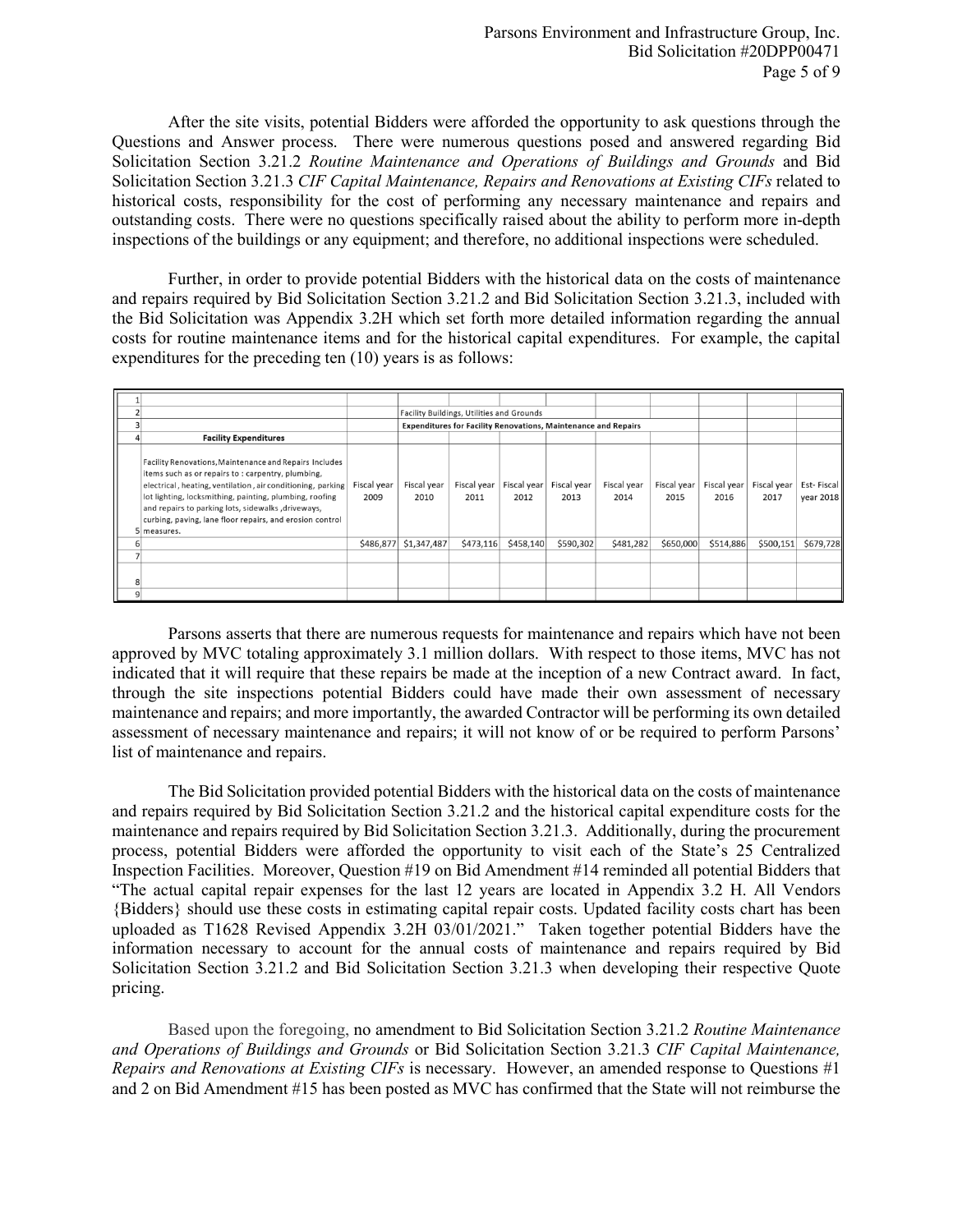After the site visits, potential Bidders were afforded the opportunity to ask questions through the Questions and Answer process. There were numerous questions posed and answered regarding Bid Solicitation Section 3.21.2 *Routine Maintenance and Operations of Buildings and Grounds* and Bid Solicitation Section 3.21.3 *CIF Capital Maintenance, Repairs and Renovations at Existing CIFs* related to historical costs, responsibility for the cost of performing any necessary maintenance and repairs and outstanding costs. There were no questions specifically raised about the ability to perform more in-depth inspections of the buildings or any equipment; and therefore, no additional inspections were scheduled.

Further, in order to provide potential Bidders with the historical data on the costs of maintenance and repairs required by Bid Solicitation Section 3.21.2 and Bid Solicitation Section 3.21.3, included with the Bid Solicitation was Appendix 3.2H which set forth more detailed information regarding the annual costs for routine maintenance items and for the historical capital expenditures. For example, the capital expenditures for the preceding ten (10) years is as follows:

| | | | | | | | | | | | |
|---|---|---|---|---|---|---|---|---|---|---|---|
| 1 | | | | | | | | | | | |
| 2 | | | Facility Buildings, Utilities and Grounds | | | | | | | | |
| 3 | | | **Expenditures for Facility Renovations, Maintenance and Repairs** | | | | | | | | |
| 4 | **Facility Expenditures** | | | | | | | | | | |
| 5 | Facility Renovations, Maintenance and Repairs Includes items such as or repairs to : carpentry, plumbing, electrical, heating, ventilation, air conditioning, parking lot lighting, locksmithing, painting, plumbing, roofing and repairs to parking lots, sidewalks, driveways, curbing, paving, lane floor repairs, and erosion control measures. | Fiscal year 2009 | Fiscal year 2010 | Fiscal year 2011 | Fiscal year 2012 | Fiscal year 2013 | Fiscal year 2014 | Fiscal year 2015 | Fiscal year 2016 | Fiscal year 2017 | Est- Fiscal year 2018 |
| 6 | | $486,877 | $1,347,487 | $473,116 | $458,140 | $590,302 | $481,282 | $650,000 | $514,886 | $500,151 | $679,728 |
| 7 | | | | | | | | | | | |
| 8 | | | | | | | | | | | |
| 9 | | | | | | | | | | | |

Parsons asserts that there are numerous requests for maintenance and repairs which have not been approved by MVC totaling approximately 3.1 million dollars. With respect to those items, MVC has not indicated that it will require that these repairs be made at the inception of a new Contract award. In fact, through the site inspections potential Bidders could have made their own assessment of necessary maintenance and repairs; and more importantly, the awarded Contractor will be performing its own detailed assessment of necessary maintenance and repairs; it will not know of or be required to perform Parsons' list of maintenance and repairs.

The Bid Solicitation provided potential Bidders with the historical data on the costs of maintenance and repairs required by Bid Solicitation Section 3.21.2 and the historical capital expenditure costs for the maintenance and repairs required by Bid Solicitation Section 3.21.3. Additionally, during the procurement process, potential Bidders were afforded the opportunity to visit each of the State's 25 Centralized Inspection Facilities. Moreover, Question #19 on Bid Amendment #14 reminded all potential Bidders that "The actual capital repair expenses for the last 12 years are located in Appendix 3.2 H. All Vendors {Bidders} should use these costs in estimating capital repair costs. Updated facility costs chart has been uploaded as T1628 Revised Appendix 3.2H 03/01/2021." Taken together potential Bidders have the information necessary to account for the annual costs of maintenance and repairs required by Bid Solicitation Section 3.21.2 and Bid Solicitation Section 3.21.3 when developing their respective Quote pricing.

Based upon the foregoing, no amendment to Bid Solicitation Section 3.21.2 *Routine Maintenance and Operations of Buildings and Grounds* or Bid Solicitation Section 3.21.3 *CIF Capital Maintenance, Repairs and Renovations at Existing CIFs* is necessary. However, an amended response to Questions #1 and 2 on Bid Amendment #15 has been posted as MVC has confirmed that the State will not reimburse the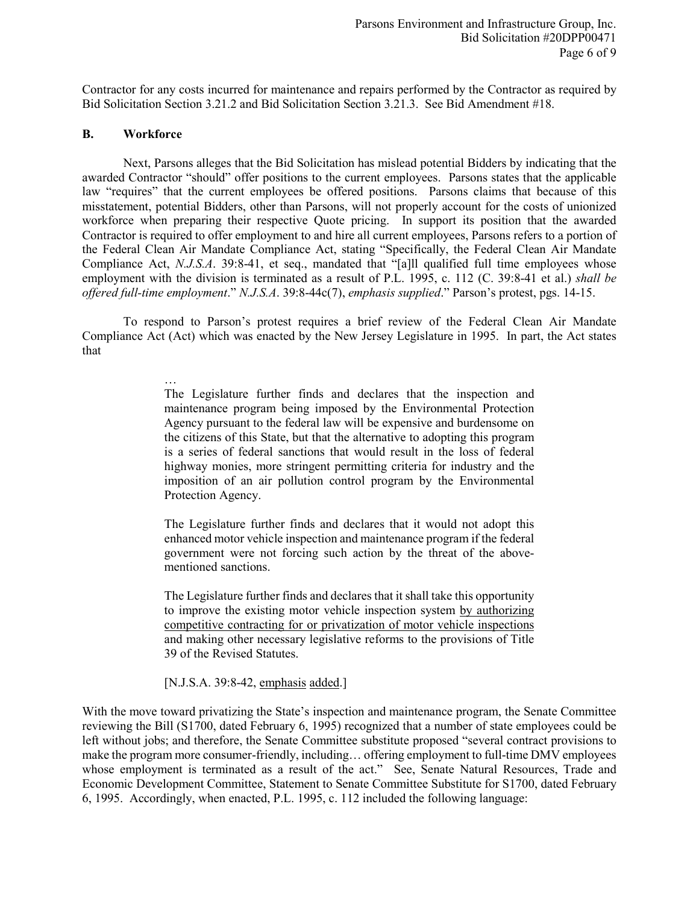Contractor for any costs incurred for maintenance and repairs performed by the Contractor as required by Bid Solicitation Section 3.21.2 and Bid Solicitation Section 3.21.3. See Bid Amendment #18.

## B. Workforce

Next, Parsons alleges that the Bid Solicitation has mislead potential Bidders by indicating that the awarded Contractor "should" offer positions to the current employees. Parsons states that the applicable law "requires" that the current employees be offered positions. Parsons claims that because of this misstatement, potential Bidders, other than Parsons, will not properly account for the costs of unionized workforce when preparing their respective Quote pricing. In support its position that the awarded Contractor is required to offer employment to and hire all current employees, Parsons refers to a portion of the Federal Clean Air Mandate Compliance Act, stating "Specifically, the Federal Clean Air Mandate Compliance Act, *N.J.S.A*. 39:8-41, et seq., mandated that "[a]ll qualified full time employees whose employment with the division is terminated as a result of P.L. 1995, c. 112 (C. 39:8-41 et al.) *shall be offered full-time employment*." *N.J.S.A*. 39:8-44c(7), *emphasis supplied*." Parson's protest, pgs. 14-15.

To respond to Parson's protest requires a brief review of the Federal Clean Air Mandate Compliance Act (Act) which was enacted by the New Jersey Legislature in 1995. In part, the Act states that

> …
> The Legislature further finds and declares that the inspection and maintenance program being imposed by the Environmental Protection Agency pursuant to the federal law will be expensive and burdensome on the citizens of this State, but that the alternative to adopting this program is a series of federal sanctions that would result in the loss of federal highway monies, more stringent permitting criteria for industry and the imposition of an air pollution control program by the Environmental Protection Agency.
>
> The Legislature further finds and declares that it would not adopt this enhanced motor vehicle inspection and maintenance program if the federal government were not forcing such action by the threat of the above-mentioned sanctions.
>
> The Legislature further finds and declares that it shall take this opportunity to improve the existing motor vehicle inspection system <u>by authorizing competitive contracting for or privatization of motor vehicle inspections</u> and making other necessary legislative reforms to the provisions of Title 39 of the Revised Statutes.
>
> [N.J.S.A. 39:8-42, <u>emphasis</u> <u>added</u>.]

With the move toward privatizing the State's inspection and maintenance program, the Senate Committee reviewing the Bill (S1700, dated February 6, 1995) recognized that a number of state employees could be left without jobs; and therefore, the Senate Committee substitute proposed "several contract provisions to make the program more consumer-friendly, including… offering employment to full-time DMV employees whose employment is terminated as a result of the act." See, Senate Natural Resources, Trade and Economic Development Committee, Statement to Senate Committee Substitute for S1700, dated February 6, 1995. Accordingly, when enacted, P.L. 1995, c. 112 included the following language: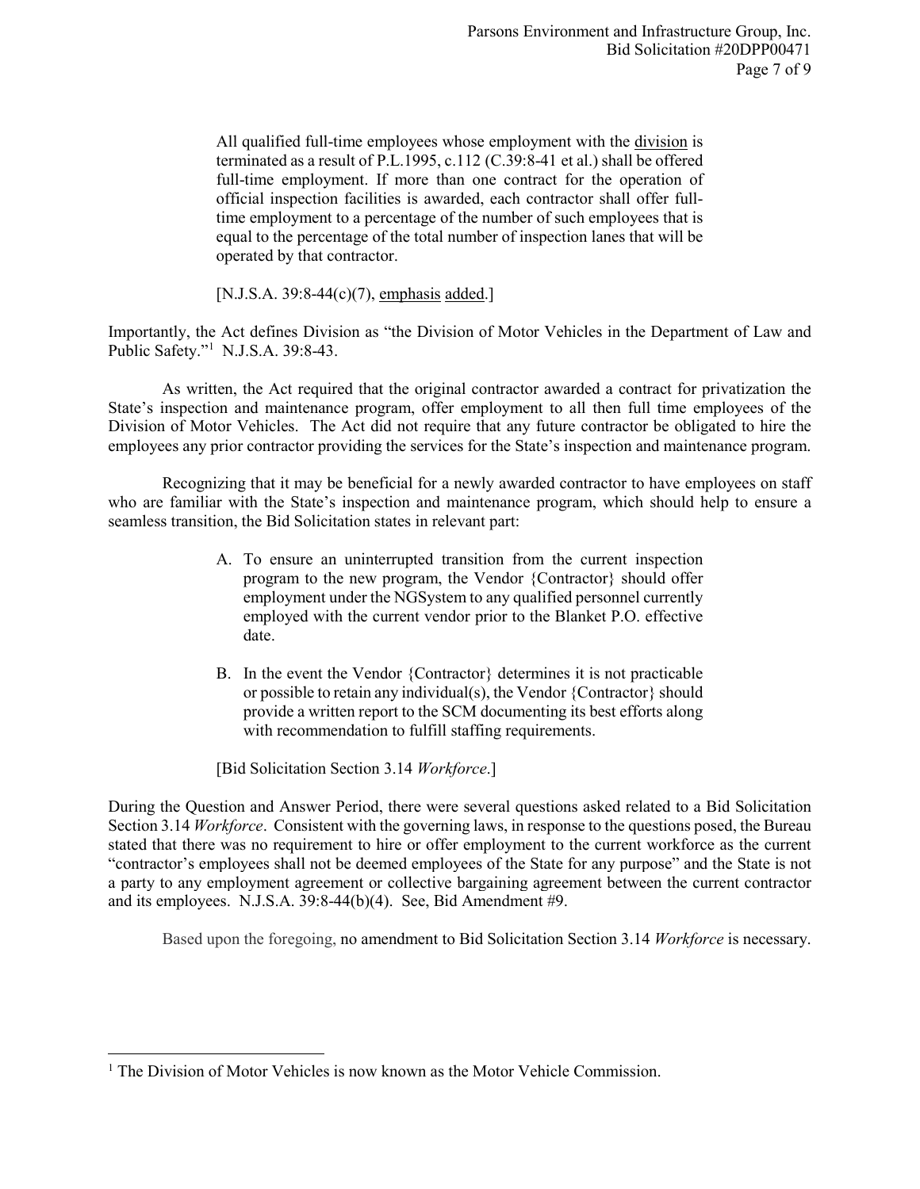> All qualified full-time employees whose employment with the <u>division</u> is terminated as a result of P.L.1995, c.112 (C.39:8-41 et al.) shall be offered full-time employment. If more than one contract for the operation of official inspection facilities is awarded, each contractor shall offer full-time employment to a percentage of the number of such employees that is equal to the percentage of the total number of inspection lanes that will be operated by that contractor.
>
> [N.J.S.A. 39:8-44(c)(7), <u>emphasis</u> <u>added</u>.]

Importantly, the Act defines Division as "the Division of Motor Vehicles in the Department of Law and Public Safety."[1] N.J.S.A. 39:8-43.

As written, the Act required that the original contractor awarded a contract for privatization the State's inspection and maintenance program, offer employment to all then full time employees of the Division of Motor Vehicles. The Act did not require that any future contractor be obligated to hire the employees any prior contractor providing the services for the State's inspection and maintenance program.

Recognizing that it may be beneficial for a newly awarded contractor to have employees on staff who are familiar with the State's inspection and maintenance program, which should help to ensure a seamless transition, the Bid Solicitation states in relevant part:

> A. To ensure an uninterrupted transition from the current inspection program to the new program, the Vendor {Contractor} should offer employment under the NGSystem to any qualified personnel currently employed with the current vendor prior to the Blanket P.O. effective date.
>
> B. In the event the Vendor {Contractor} determines it is not practicable or possible to retain any individual(s), the Vendor {Contractor} should provide a written report to the SCM documenting its best efforts along with recommendation to fulfill staffing requirements.
>
> [Bid Solicitation Section 3.14 *Workforce*.]

During the Question and Answer Period, there were several questions asked related to a Bid Solicitation Section 3.14 *Workforce*. Consistent with the governing laws, in response to the questions posed, the Bureau stated that there was no requirement to hire or offer employment to the current workforce as the current "contractor's employees shall not be deemed employees of the State for any purpose" and the State is not a party to any employment agreement or collective bargaining agreement between the current contractor and its employees. N.J.S.A. 39:8-44(b)(4). See, Bid Amendment #9.

Based upon the foregoing, no amendment to Bid Solicitation Section 3.14 *Workforce* is necessary.

---

[1] The Division of Motor Vehicles is now known as the Motor Vehicle Commission.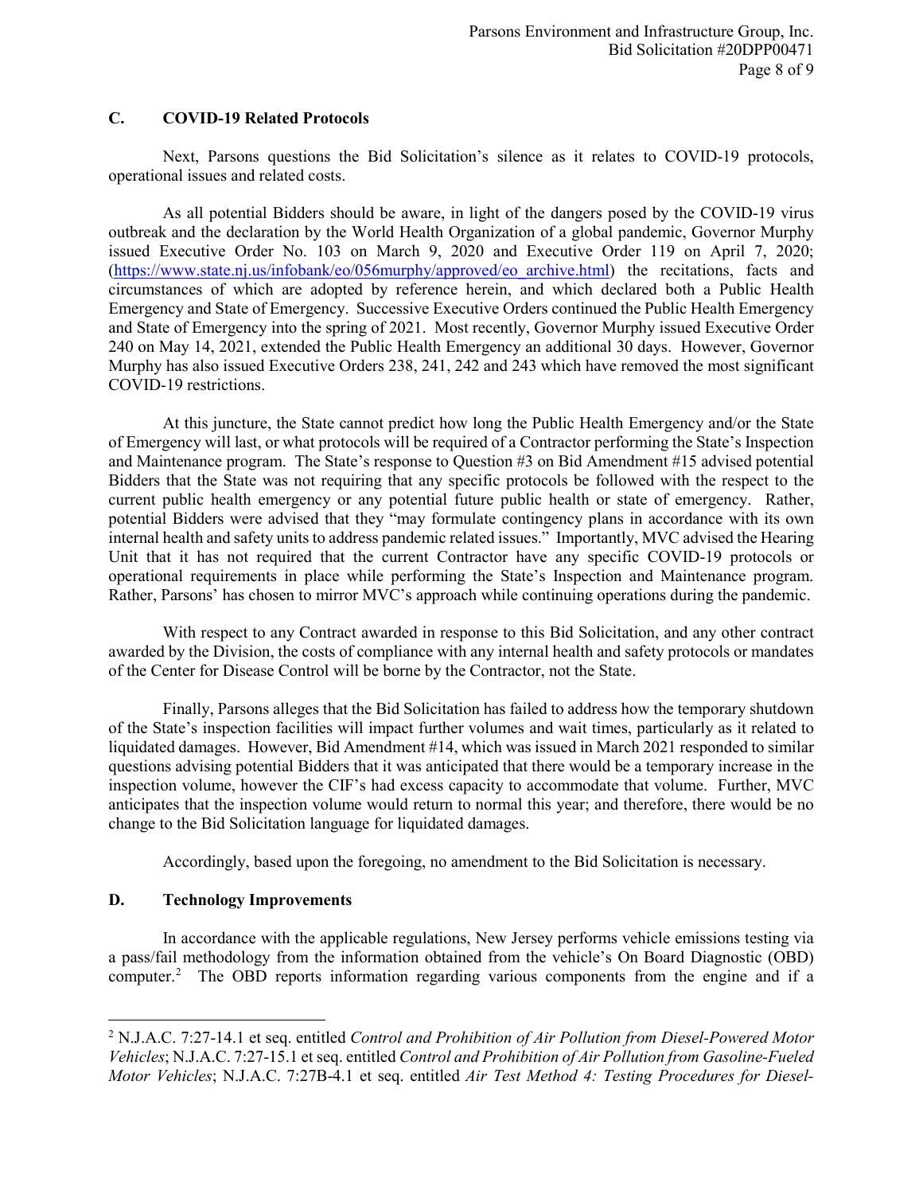## C. COVID-19 Related Protocols

Next, Parsons questions the Bid Solicitation's silence as it relates to COVID-19 protocols, operational issues and related costs.

As all potential Bidders should be aware, in light of the dangers posed by the COVID-19 virus outbreak and the declaration by the World Health Organization of a global pandemic, Governor Murphy issued Executive Order No. 103 on March 9, 2020 and Executive Order 119 on April 7, 2020; (https://www.state.nj.us/infobank/eo/056murphy/approved/eo_archive.html) the recitations, facts and circumstances of which are adopted by reference herein, and which declared both a Public Health Emergency and State of Emergency. Successive Executive Orders continued the Public Health Emergency and State of Emergency into the spring of 2021. Most recently, Governor Murphy issued Executive Order 240 on May 14, 2021, extended the Public Health Emergency an additional 30 days. However, Governor Murphy has also issued Executive Orders 238, 241, 242 and 243 which have removed the most significant COVID-19 restrictions.

At this juncture, the State cannot predict how long the Public Health Emergency and/or the State of Emergency will last, or what protocols will be required of a Contractor performing the State's Inspection and Maintenance program. The State's response to Question #3 on Bid Amendment #15 advised potential Bidders that the State was not requiring that any specific protocols be followed with the respect to the current public health emergency or any potential future public health or state of emergency. Rather, potential Bidders were advised that they "may formulate contingency plans in accordance with its own internal health and safety units to address pandemic related issues." Importantly, MVC advised the Hearing Unit that it has not required that the current Contractor have any specific COVID-19 protocols or operational requirements in place while performing the State's Inspection and Maintenance program. Rather, Parsons' has chosen to mirror MVC's approach while continuing operations during the pandemic.

With respect to any Contract awarded in response to this Bid Solicitation, and any other contract awarded by the Division, the costs of compliance with any internal health and safety protocols or mandates of the Center for Disease Control will be borne by the Contractor, not the State.

Finally, Parsons alleges that the Bid Solicitation has failed to address how the temporary shutdown of the State's inspection facilities will impact further volumes and wait times, particularly as it related to liquidated damages. However, Bid Amendment #14, which was issued in March 2021 responded to similar questions advising potential Bidders that it was anticipated that there would be a temporary increase in the inspection volume, however the CIF's had excess capacity to accommodate that volume. Further, MVC anticipates that the inspection volume would return to normal this year; and therefore, there would be no change to the Bid Solicitation language for liquidated damages.

Accordingly, based upon the foregoing, no amendment to the Bid Solicitation is necessary.

## D. Technology Improvements

In accordance with the applicable regulations, New Jersey performs vehicle emissions testing via a pass/fail methodology from the information obtained from the vehicle's On Board Diagnostic (OBD) computer.[2] The OBD reports information regarding various components from the engine and if a

---

[2] N.J.A.C. 7:27-14.1 et seq. entitled *Control and Prohibition of Air Pollution from Diesel-Powered Motor Vehicles*; N.J.A.C. 7:27-15.1 et seq. entitled *Control and Prohibition of Air Pollution from Gasoline-Fueled Motor Vehicles*; N.J.A.C. 7:27B-4.1 et seq. entitled *Air Test Method 4: Testing Procedures for Diesel-*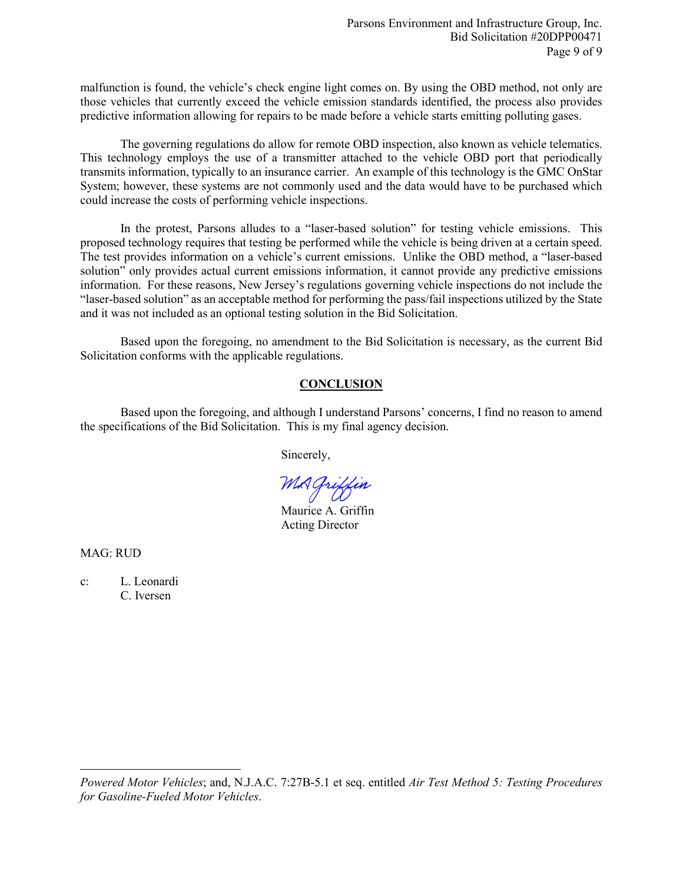malfunction is found, the vehicle's check engine light comes on. By using the OBD method, not only are those vehicles that currently exceed the vehicle emission standards identified, the process also provides predictive information allowing for repairs to be made before a vehicle starts emitting polluting gases.

The governing regulations do allow for remote OBD inspection, also known as vehicle telematics. This technology employs the use of a transmitter attached to the vehicle OBD port that periodically transmits information, typically to an insurance carrier. An example of this technology is the GMC OnStar System; however, these systems are not commonly used and the data would have to be purchased which could increase the costs of performing vehicle inspections.

In the protest, Parsons alludes to a "laser-based solution" for testing vehicle emissions. This proposed technology requires that testing be performed while the vehicle is being driven at a certain speed. The test provides information on a vehicle's current emissions. Unlike the OBD method, a "laser-based solution" only provides actual current emissions information, it cannot provide any predictive emissions information. For these reasons, New Jersey's regulations governing vehicle inspections do not include the "laser-based solution" as an acceptable method for performing the pass/fail inspections utilized by the State and it was not included as an optional testing solution in the Bid Solicitation.

Based upon the foregoing, no amendment to the Bid Solicitation is necessary, as the current Bid Solicitation conforms with the applicable regulations.

## **CONCLUSION**

Based upon the foregoing, and although I understand Parsons' concerns, I find no reason to amend the specifications of the Bid Solicitation. This is my final agency decision.

Sincerely,

Maurice A. Griffin
Acting Director

MAG: RUD

c: L. Leonardi
C. Iversen

---

*Powered Motor Vehicles*; and, N.J.A.C. 7:27B-5.1 et seq. entitled *Air Test Method 5: Testing Procedures for Gasoline-Fueled Motor Vehicles*.